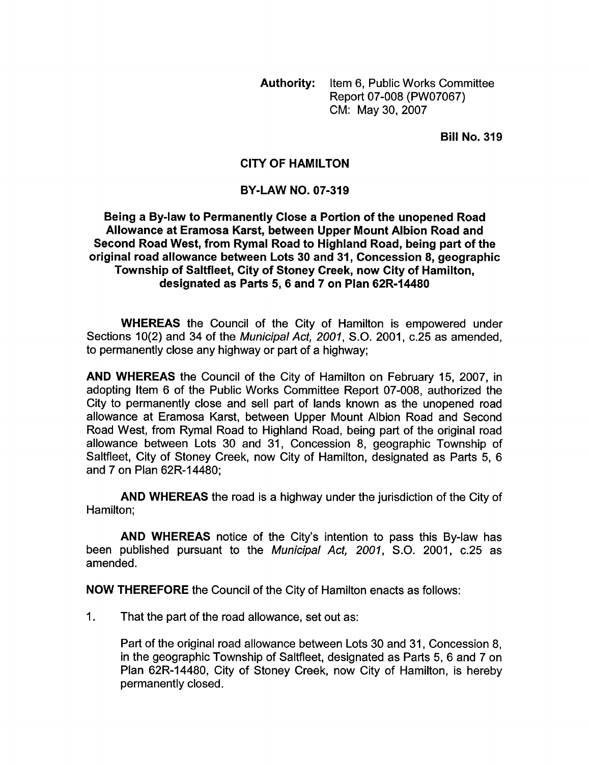**Authority:** Item 6, Public Works Committee Report 07-008 (PW07067) CM: May 30, 2007

**Bill No. 319**

# CITY OF HAMILTON

## BY-LAW NO. 07-319

### Being a By-law to Permanently Close a Portion of the unopened Road Allowance at Eramosa Karst, between Upper Mount Albion Road and Second Road West, from Rymal Road to Highland Road, being part of the original road allowance between Lots 30 and 31, Concession 8, geographic Township of Saltfleet, City of Stoney Creek, now City of Hamilton, designated as Parts 5, 6 and 7 on Plan 62R-14480

**WHEREAS** the Council of the City of Hamilton is empowered under Sections 10(2) and 34 of the *Municipal Act, 2001*, S.O. 2001, c.25 as amended, to permanently close any highway or part of a highway;

**AND WHEREAS** the Council of the City of Hamilton on February 15, 2007, in adopting Item 6 of the Public Works Committee Report 07-008, authorized the City to permanently close and sell part of lands known as the unopened road allowance at Eramosa Karst, between Upper Mount Albion Road and Second Road West, from Rymal Road to Highland Road, being part of the original road allowance between Lots 30 and 31, Concession 8, geographic Township of Saltfleet, City of Stoney Creek, now City of Hamilton, designated as Parts 5, 6 and 7 on Plan 62R-14480;

**AND WHEREAS** the road is a highway under the jurisdiction of the City of Hamilton;

**AND WHEREAS** notice of the City's intention to pass this By-law has been published pursuant to the *Municipal Act, 2001*, S.O. 2001, c.25 as amended.

**NOW THEREFORE** the Council of the City of Hamilton enacts as follows:

1. That the part of the road allowance, set out as:

   Part of the original road allowance between Lots 30 and 31, Concession 8, in the geographic Township of Saltfleet, designated as Parts 5, 6 and 7 on Plan 62R-14480, City of Stoney Creek, now City of Hamilton, is hereby permanently closed.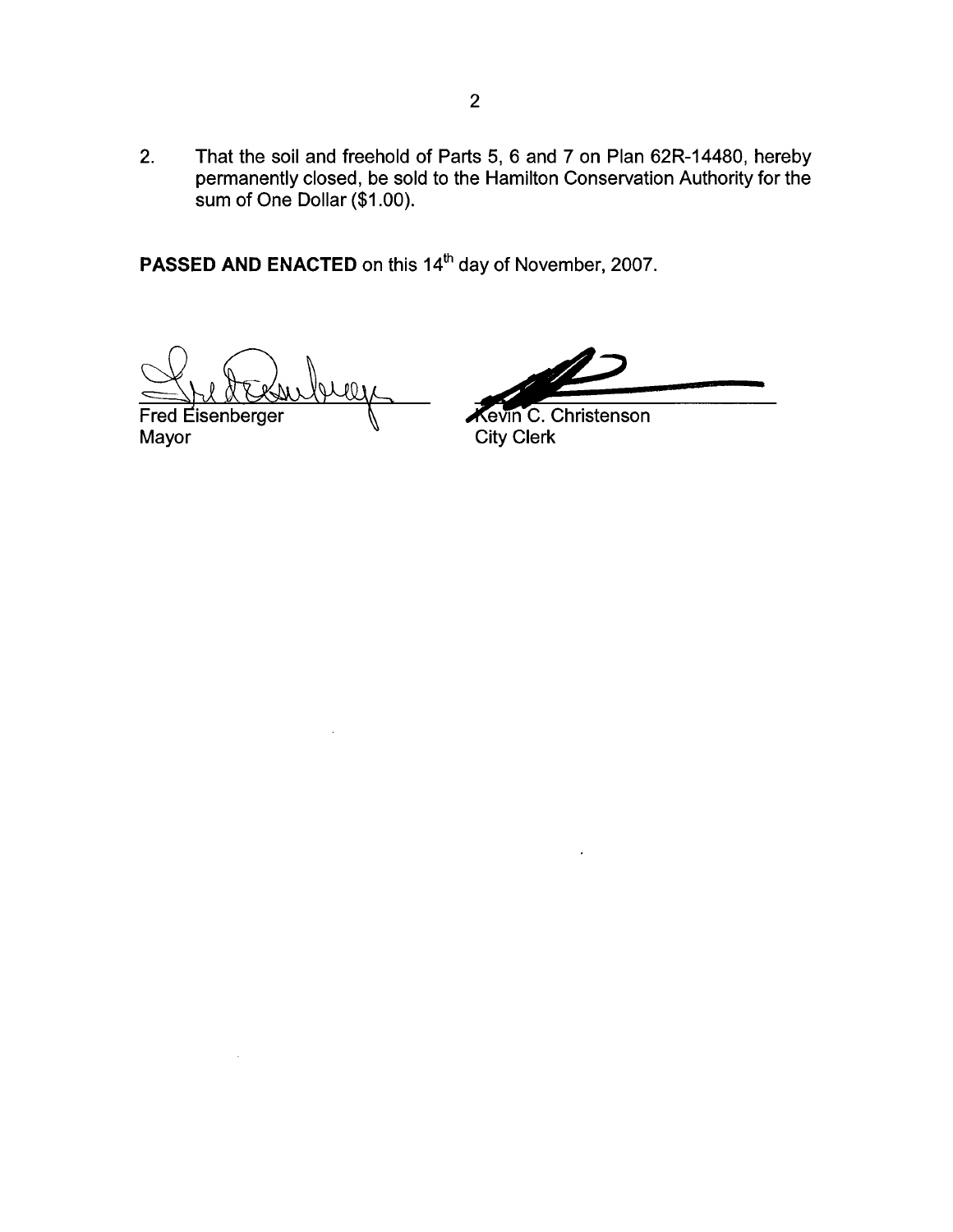2. That the soil and freehold of Parts 5, 6 and 7 on Plan 62R-14480, hereby permanently closed, be sold to the Hamilton Conservation Authority for the sum of One Dollar ($1.00).

**PASSED AND ENACTED** on this 14th day of November, 2007.

Fred Eisenberger
Mayor

Kevin C. Christenson
City Clerk